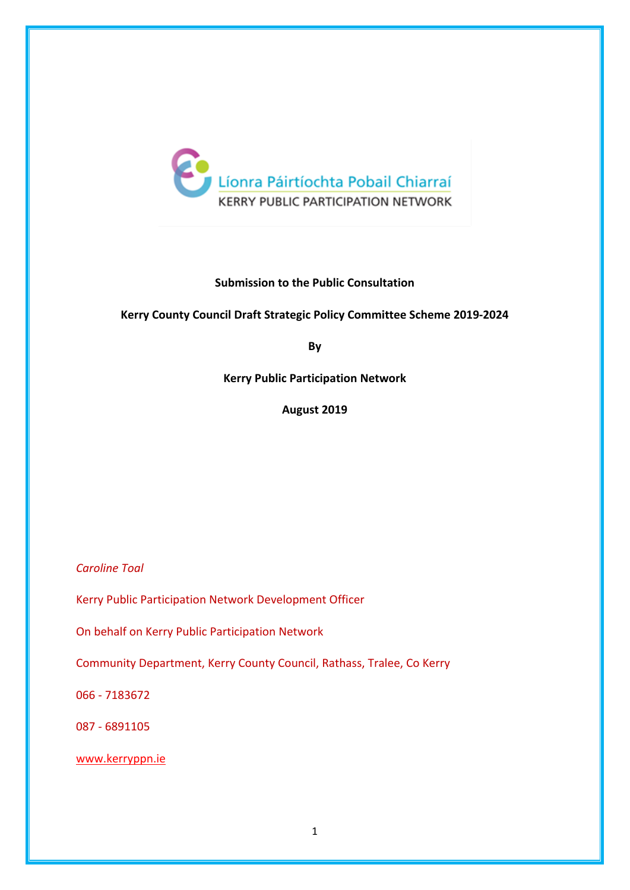Líonra Páirtíochta Pobail Chiarraí

KERRY PUBLIC PARTICIPATION NETWORK

**Submission to the Public Consultation**

**Kerry County Council Draft Strategic Policy Committee Scheme 2019-2024**

**By**

**Kerry Public Participation Network**

**August 2019**

*Caroline Toal*

Kerry Public Participation Network Development Officer

On behalf on Kerry Public Participation Network

Community Department, Kerry County Council, Rathass, Tralee, Co Kerry

066 - 7183672

087 - 6891105

www.kerryppn.ie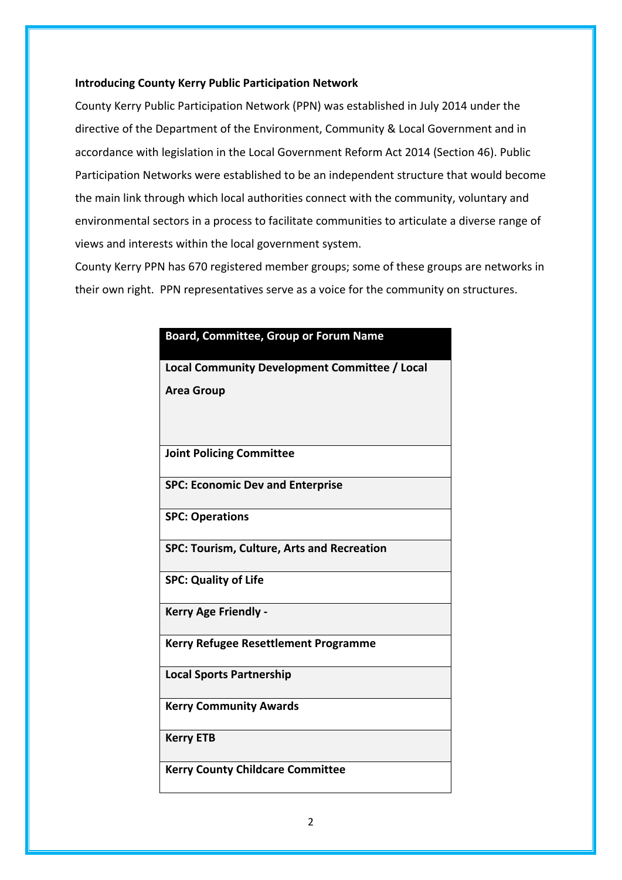**Introducing County Kerry Public Participation Network**

County Kerry Public Participation Network (PPN) was established in July 2014 under the directive of the Department of the Environment, Community & Local Government and in accordance with legislation in the Local Government Reform Act 2014 (Section 46). Public Participation Networks were established to be an independent structure that would become the main link through which local authorities connect with the community, voluntary and environmental sectors in a process to facilitate communities to articulate a diverse range of views and interests within the local government system.

County Kerry PPN has 670 registered member groups; some of these groups are networks in their own right. PPN representatives serve as a voice for the community on structures.

| Board, Committee, Group or Forum Name |
| --- |
| **Local Community Development Committee / Local Area Group** |
| **Joint Policing Committee** |
| **SPC: Economic Dev and Enterprise** |
| **SPC: Operations** |
| **SPC: Tourism, Culture, Arts and Recreation** |
| **SPC: Quality of Life** |
| **Kerry Age Friendly -** |
| **Kerry Refugee Resettlement Programme** |
| **Local Sports Partnership** |
| **Kerry Community Awards** |
| **Kerry ETB** |
| **Kerry County Childcare Committee** |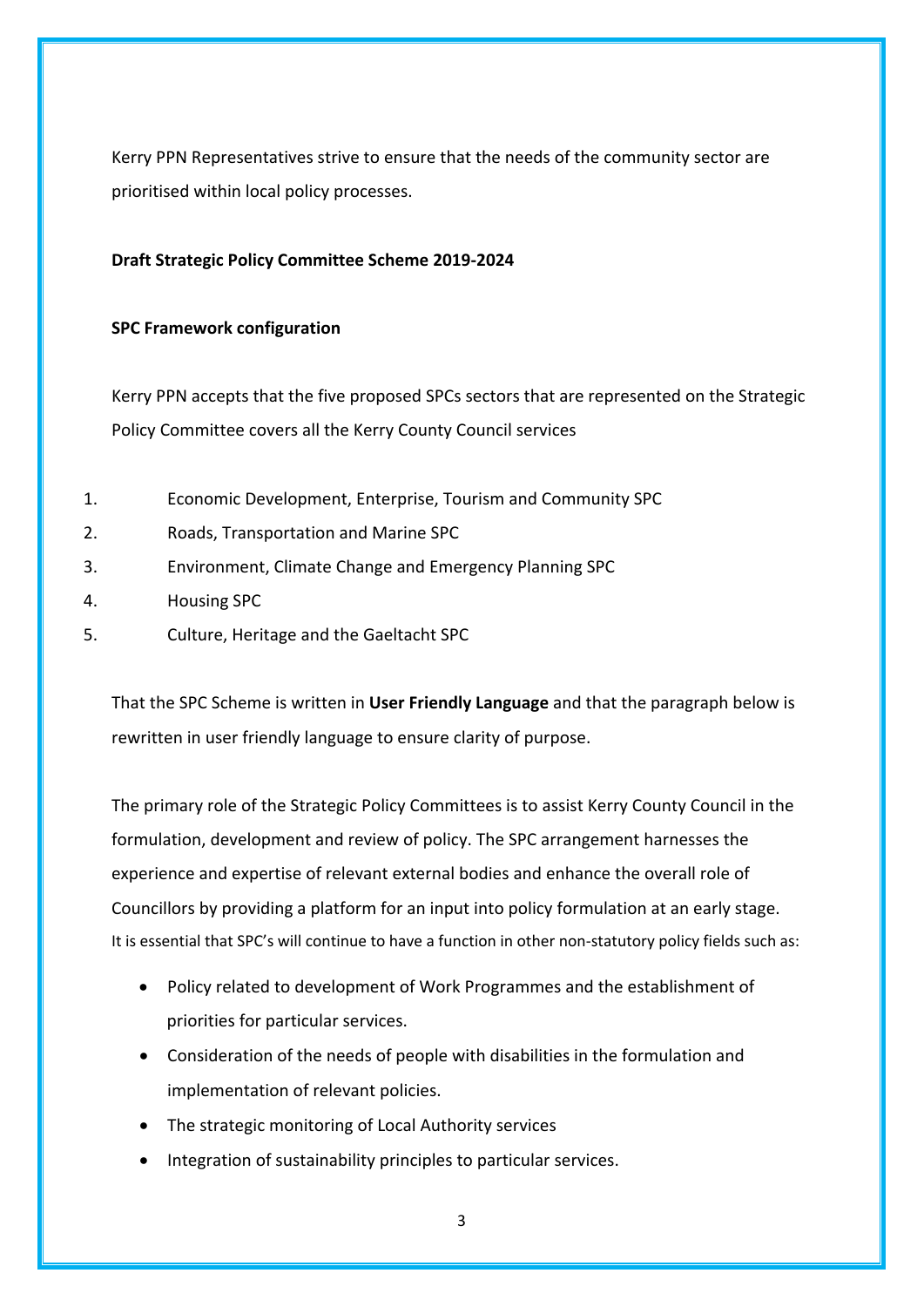Kerry PPN Representatives strive to ensure that the needs of the community sector are prioritised within local policy processes.

**Draft Strategic Policy Committee Scheme 2019-2024**

**SPC Framework configuration**

Kerry PPN accepts that the five proposed SPCs sectors that are represented on the Strategic Policy Committee covers all the Kerry County Council services

1. Economic Development, Enterprise, Tourism and Community SPC
2. Roads, Transportation and Marine SPC
3. Environment, Climate Change and Emergency Planning SPC
4. Housing SPC
5. Culture, Heritage and the Gaeltacht SPC

That the SPC Scheme is written in **User Friendly Language** and that the paragraph below is rewritten in user friendly language to ensure clarity of purpose.

The primary role of the Strategic Policy Committees is to assist Kerry County Council in the formulation, development and review of policy. The SPC arrangement harnesses the experience and expertise of relevant external bodies and enhance the overall role of Councillors by providing a platform for an input into policy formulation at an early stage. It is essential that SPC's will continue to have a function in other non-statutory policy fields such as:

- Policy related to development of Work Programmes and the establishment of priorities for particular services.
- Consideration of the needs of people with disabilities in the formulation and implementation of relevant policies.
- The strategic monitoring of Local Authority services
- Integration of sustainability principles to particular services.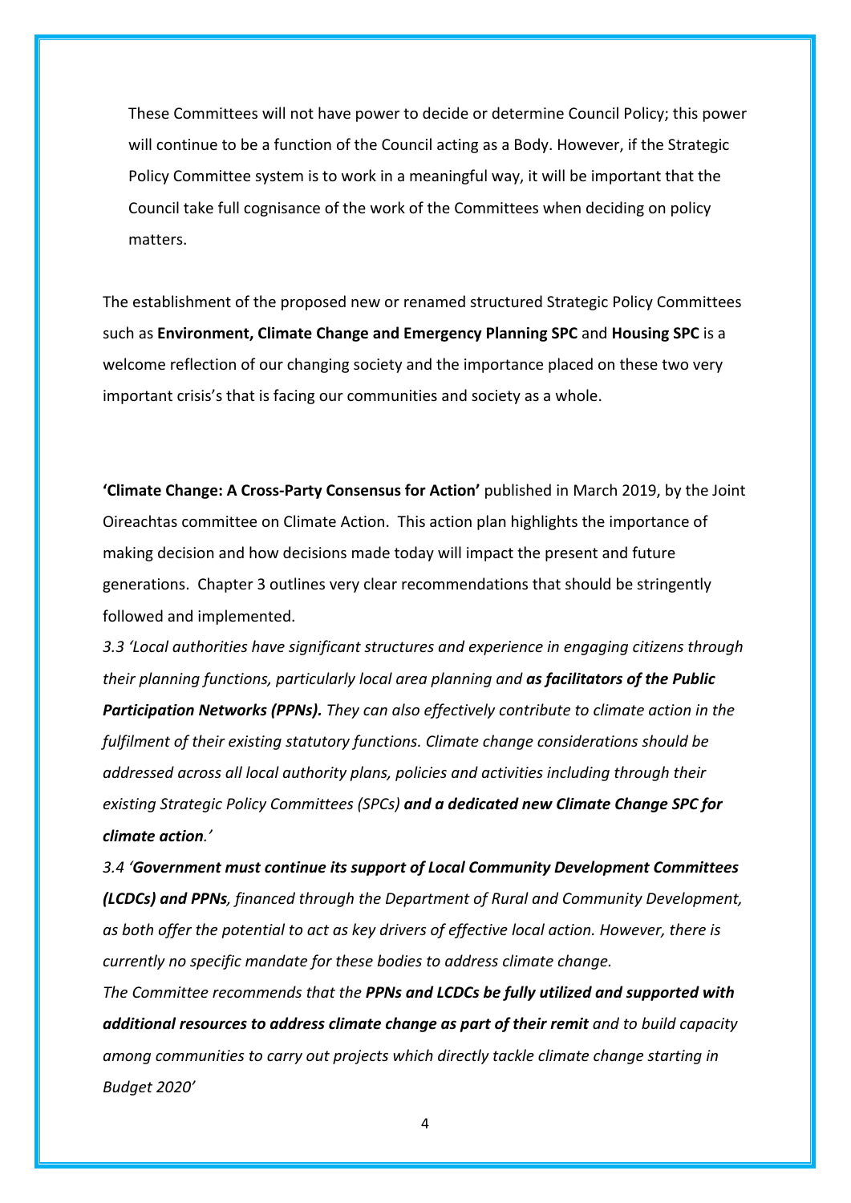These Committees will not have power to decide or determine Council Policy; this power will continue to be a function of the Council acting as a Body. However, if the Strategic Policy Committee system is to work in a meaningful way, it will be important that the Council take full cognisance of the work of the Committees when deciding on policy matters.

The establishment of the proposed new or renamed structured Strategic Policy Committees such as **Environment, Climate Change and Emergency Planning SPC** and **Housing SPC** is a welcome reflection of our changing society and the importance placed on these two very important crisis's that is facing our communities and society as a whole.

**'Climate Change: A Cross-Party Consensus for Action'** published in March 2019, by the Joint Oireachtas committee on Climate Action. This action plan highlights the importance of making decision and how decisions made today will impact the present and future generations. Chapter 3 outlines very clear recommendations that should be stringently followed and implemented.

*3.3 'Local authorities have significant structures and experience in engaging citizens through their planning functions, particularly local area planning and* ***as facilitators of the Public Participation Networks (PPNs).*** *They can also effectively contribute to climate action in the fulfilment of their existing statutory functions. Climate change considerations should be addressed across all local authority plans, policies and activities including through their existing Strategic Policy Committees (SPCs)* ***and a dedicated new Climate Change SPC for climate action****.'*

*3.4 '****Government must continue its support of Local Community Development Committees (LCDCs) and PPNs****, financed through the Department of Rural and Community Development, as both offer the potential to act as key drivers of effective local action. However, there is currently no specific mandate for these bodies to address climate change.*

*The Committee recommends that the* ***PPNs and LCDCs be fully utilized and supported with additional resources to address climate change as part of their remit*** *and to build capacity among communities to carry out projects which directly tackle climate change starting in Budget 2020'*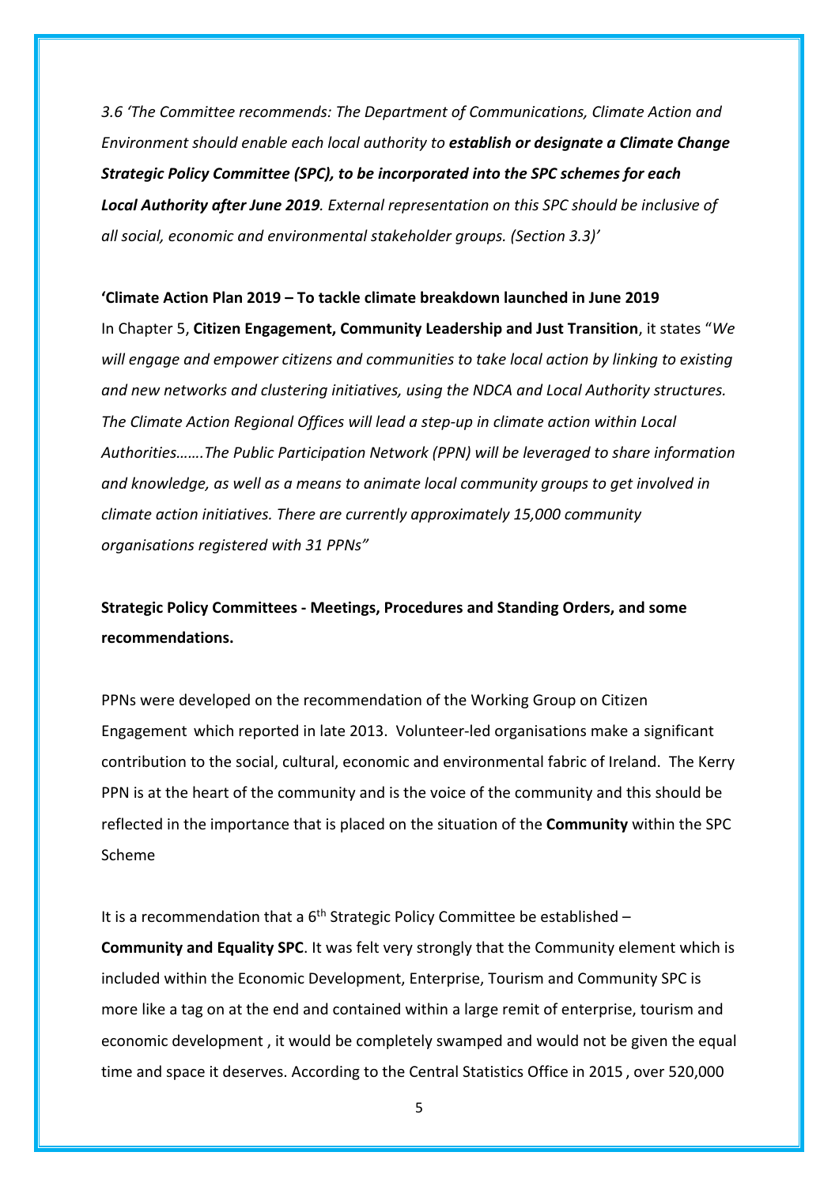*3.6 'The Committee recommends: The Department of Communications, Climate Action and Environment should enable each local authority to **establish or designate a Climate Change Strategic Policy Committee (SPC), to be incorporated into the SPC schemes for each Local Authority after June 2019**. External representation on this SPC should be inclusive of all social, economic and environmental stakeholder groups. (Section 3.3)'*

**'Climate Action Plan 2019 – To tackle climate breakdown launched in June 2019**

In Chapter 5, **Citizen Engagement, Community Leadership and Just Transition**, it states "*We will engage and empower citizens and communities to take local action by linking to existing and new networks and clustering initiatives, using the NDCA and Local Authority structures. The Climate Action Regional Offices will lead a step-up in climate action within Local Authorities…….The Public Participation Network (PPN) will be leveraged to share information and knowledge, as well as a means to animate local community groups to get involved in climate action initiatives. There are currently approximately 15,000 community organisations registered with 31 PPNs"*

**Strategic Policy Committees - Meetings, Procedures and Standing Orders, and some recommendations.**

PPNs were developed on the recommendation of the Working Group on Citizen Engagement which reported in late 2013. Volunteer-led organisations make a significant contribution to the social, cultural, economic and environmental fabric of Ireland. The Kerry PPN is at the heart of the community and is the voice of the community and this should be reflected in the importance that is placed on the situation of the **Community** within the SPC Scheme

It is a recommendation that a 6th Strategic Policy Committee be established – **Community and Equality SPC**. It was felt very strongly that the Community element which is included within the Economic Development, Enterprise, Tourism and Community SPC is more like a tag on at the end and contained within a large remit of enterprise, tourism and economic development , it would be completely swamped and would not be given the equal time and space it deserves. According to the Central Statistics Office in 2015 , over 520,000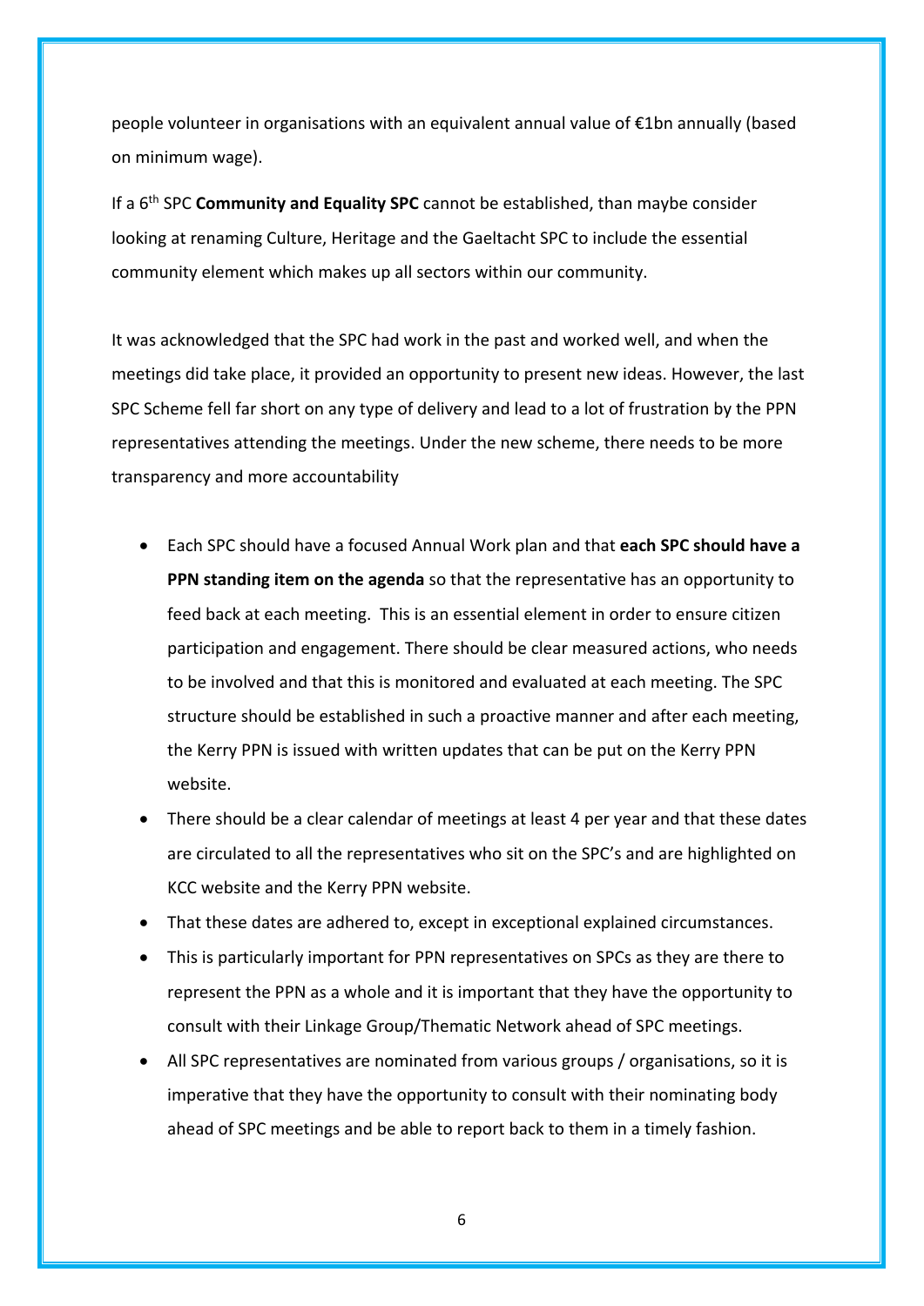people volunteer in organisations with an equivalent annual value of €1bn annually (based on minimum wage).

If a 6th SPC **Community and Equality SPC** cannot be established, than maybe consider looking at renaming Culture, Heritage and the Gaeltacht SPC to include the essential community element which makes up all sectors within our community.

It was acknowledged that the SPC had work in the past and worked well, and when the meetings did take place, it provided an opportunity to present new ideas. However, the last SPC Scheme fell far short on any type of delivery and lead to a lot of frustration by the PPN representatives attending the meetings. Under the new scheme, there needs to be more transparency and more accountability

- Each SPC should have a focused Annual Work plan and that **each SPC should have a PPN standing item on the agenda** so that the representative has an opportunity to feed back at each meeting. This is an essential element in order to ensure citizen participation and engagement. There should be clear measured actions, who needs to be involved and that this is monitored and evaluated at each meeting. The SPC structure should be established in such a proactive manner and after each meeting, the Kerry PPN is issued with written updates that can be put on the Kerry PPN website.
- There should be a clear calendar of meetings at least 4 per year and that these dates are circulated to all the representatives who sit on the SPC's and are highlighted on KCC website and the Kerry PPN website.
- That these dates are adhered to, except in exceptional explained circumstances.
- This is particularly important for PPN representatives on SPCs as they are there to represent the PPN as a whole and it is important that they have the opportunity to consult with their Linkage Group/Thematic Network ahead of SPC meetings.
- All SPC representatives are nominated from various groups / organisations, so it is imperative that they have the opportunity to consult with their nominating body ahead of SPC meetings and be able to report back to them in a timely fashion.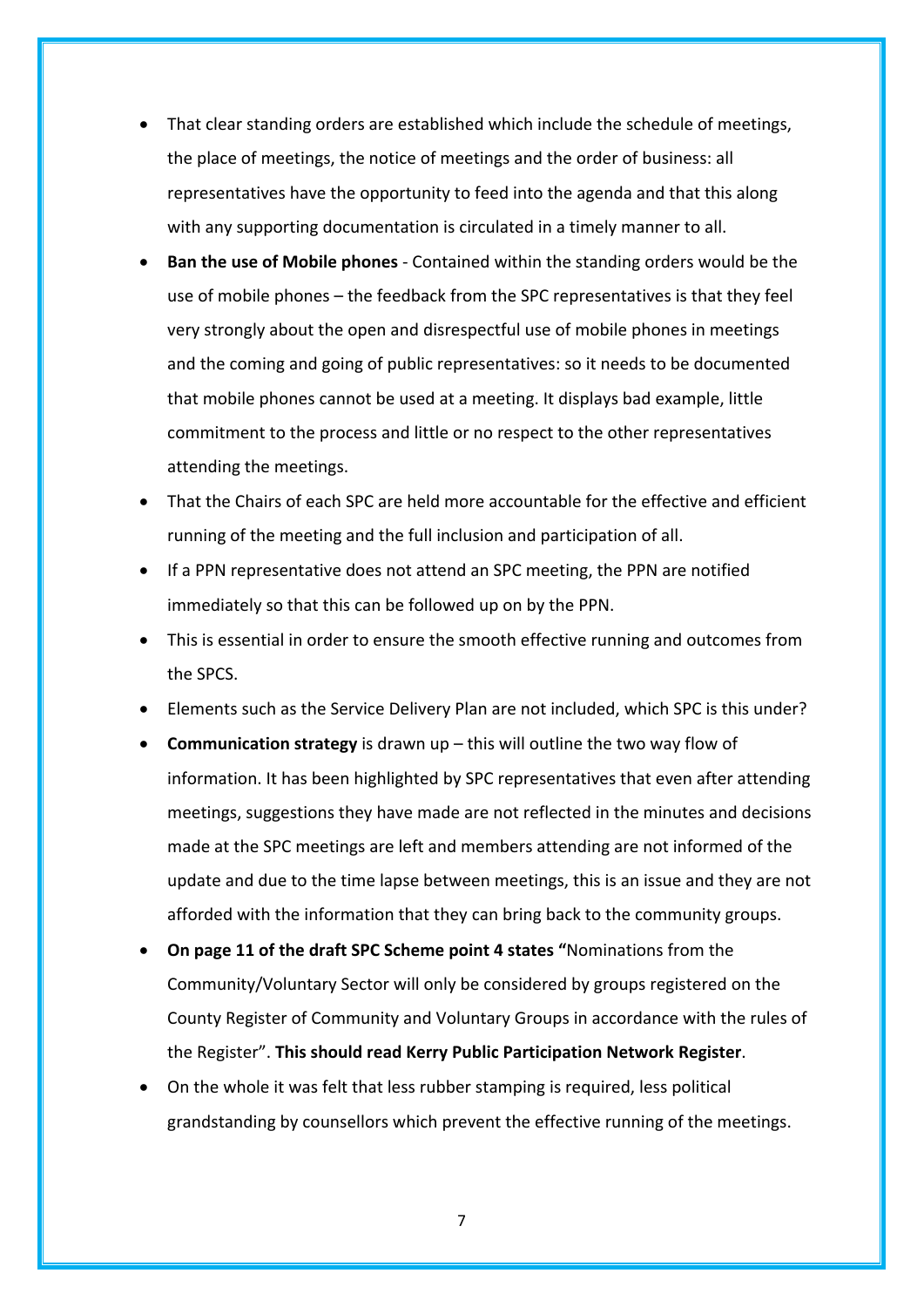- That clear standing orders are established which include the schedule of meetings, the place of meetings, the notice of meetings and the order of business: all representatives have the opportunity to feed into the agenda and that this along with any supporting documentation is circulated in a timely manner to all.
- **Ban the use of Mobile phones** - Contained within the standing orders would be the use of mobile phones – the feedback from the SPC representatives is that they feel very strongly about the open and disrespectful use of mobile phones in meetings and the coming and going of public representatives: so it needs to be documented that mobile phones cannot be used at a meeting. It displays bad example, little commitment to the process and little or no respect to the other representatives attending the meetings.
- That the Chairs of each SPC are held more accountable for the effective and efficient running of the meeting and the full inclusion and participation of all.
- If a PPN representative does not attend an SPC meeting, the PPN are notified immediately so that this can be followed up on by the PPN.
- This is essential in order to ensure the smooth effective running and outcomes from the SPCS.
- Elements such as the Service Delivery Plan are not included, which SPC is this under?
- **Communication strategy** is drawn up – this will outline the two way flow of information. It has been highlighted by SPC representatives that even after attending meetings, suggestions they have made are not reflected in the minutes and decisions made at the SPC meetings are left and members attending are not informed of the update and due to the time lapse between meetings, this is an issue and they are not afforded with the information that they can bring back to the community groups.
- **On page 11 of the draft SPC Scheme point 4 states "**Nominations from the Community/Voluntary Sector will only be considered by groups registered on the County Register of Community and Voluntary Groups in accordance with the rules of the Register". **This should read Kerry Public Participation Network Register**.
- On the whole it was felt that less rubber stamping is required, less political grandstanding by counsellors which prevent the effective running of the meetings.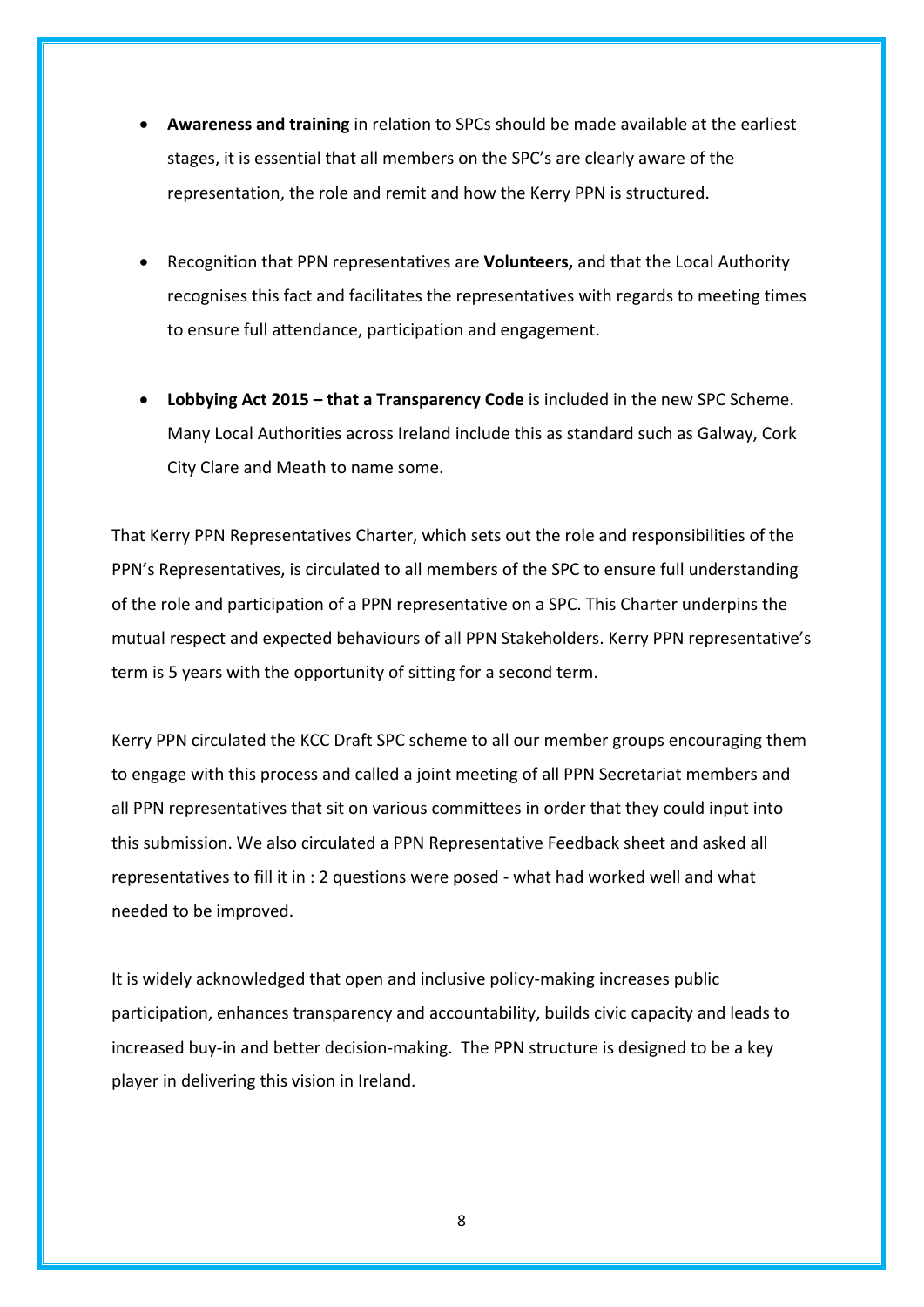- **Awareness and training** in relation to SPCs should be made available at the earliest stages, it is essential that all members on the SPC's are clearly aware of the representation, the role and remit and how the Kerry PPN is structured.

- Recognition that PPN representatives are **Volunteers,** and that the Local Authority recognises this fact and facilitates the representatives with regards to meeting times to ensure full attendance, participation and engagement.

- **Lobbying Act 2015 – that a Transparency Code** is included in the new SPC Scheme. Many Local Authorities across Ireland include this as standard such as Galway, Cork City Clare and Meath to name some.

That Kerry PPN Representatives Charter, which sets out the role and responsibilities of the PPN's Representatives, is circulated to all members of the SPC to ensure full understanding of the role and participation of a PPN representative on a SPC. This Charter underpins the mutual respect and expected behaviours of all PPN Stakeholders. Kerry PPN representative's term is 5 years with the opportunity of sitting for a second term.

Kerry PPN circulated the KCC Draft SPC scheme to all our member groups encouraging them to engage with this process and called a joint meeting of all PPN Secretariat members and all PPN representatives that sit on various committees in order that they could input into this submission. We also circulated a PPN Representative Feedback sheet and asked all representatives to fill it in : 2 questions were posed - what had worked well and what needed to be improved.

It is widely acknowledged that open and inclusive policy-making increases public participation, enhances transparency and accountability, builds civic capacity and leads to increased buy-in and better decision-making. The PPN structure is designed to be a key player in delivering this vision in Ireland.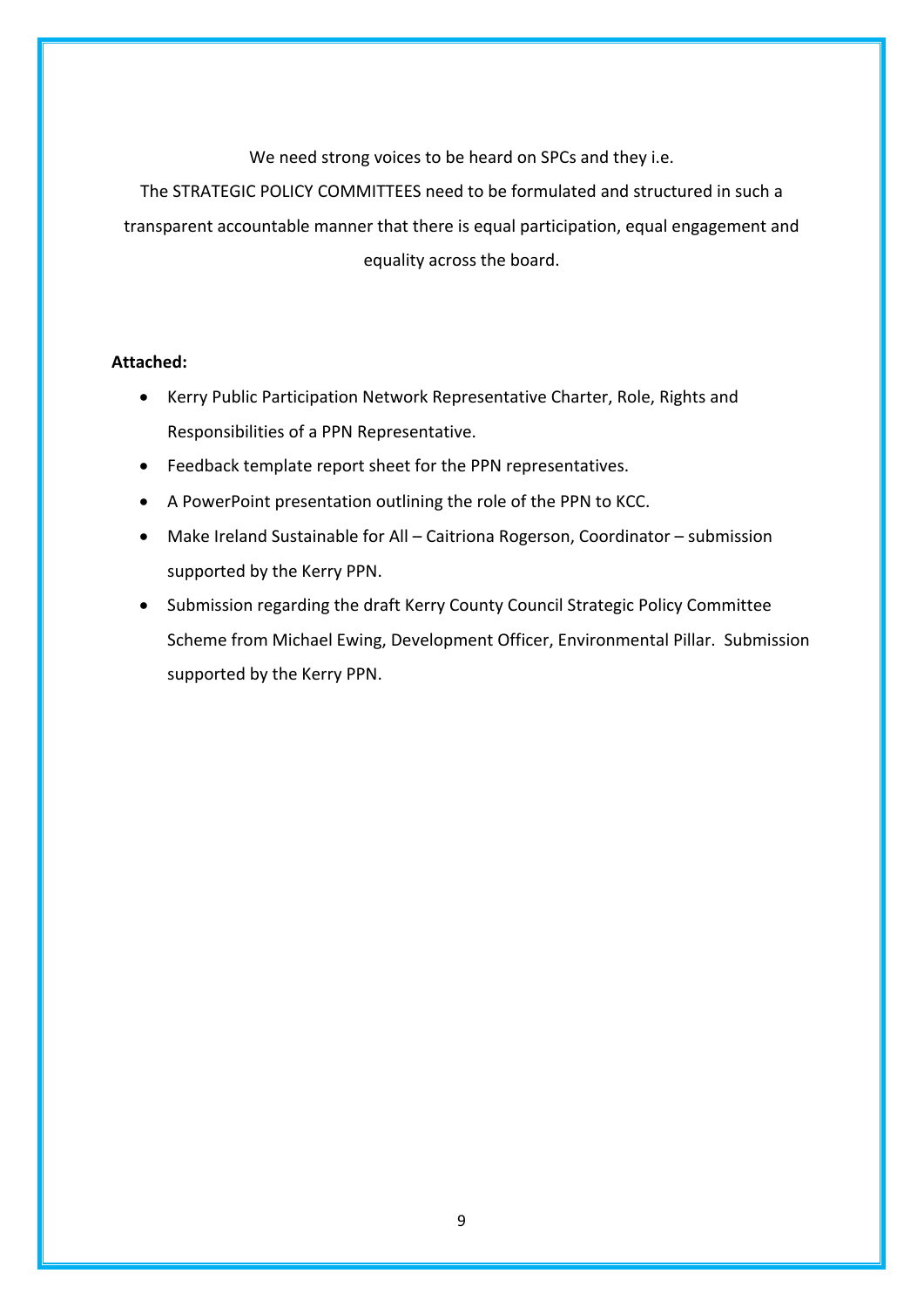We need strong voices to be heard on SPCs and they i.e.

The STRATEGIC POLICY COMMITTEES need to be formulated and structured in such a transparent accountable manner that there is equal participation, equal engagement and equality across the board.

**Attached:**

- Kerry Public Participation Network Representative Charter, Role, Rights and Responsibilities of a PPN Representative.
- Feedback template report sheet for the PPN representatives.
- A PowerPoint presentation outlining the role of the PPN to KCC.
- Make Ireland Sustainable for All – Caitriona Rogerson, Coordinator – submission supported by the Kerry PPN.
- Submission regarding the draft Kerry County Council Strategic Policy Committee Scheme from Michael Ewing, Development Officer, Environmental Pillar. Submission supported by the Kerry PPN.